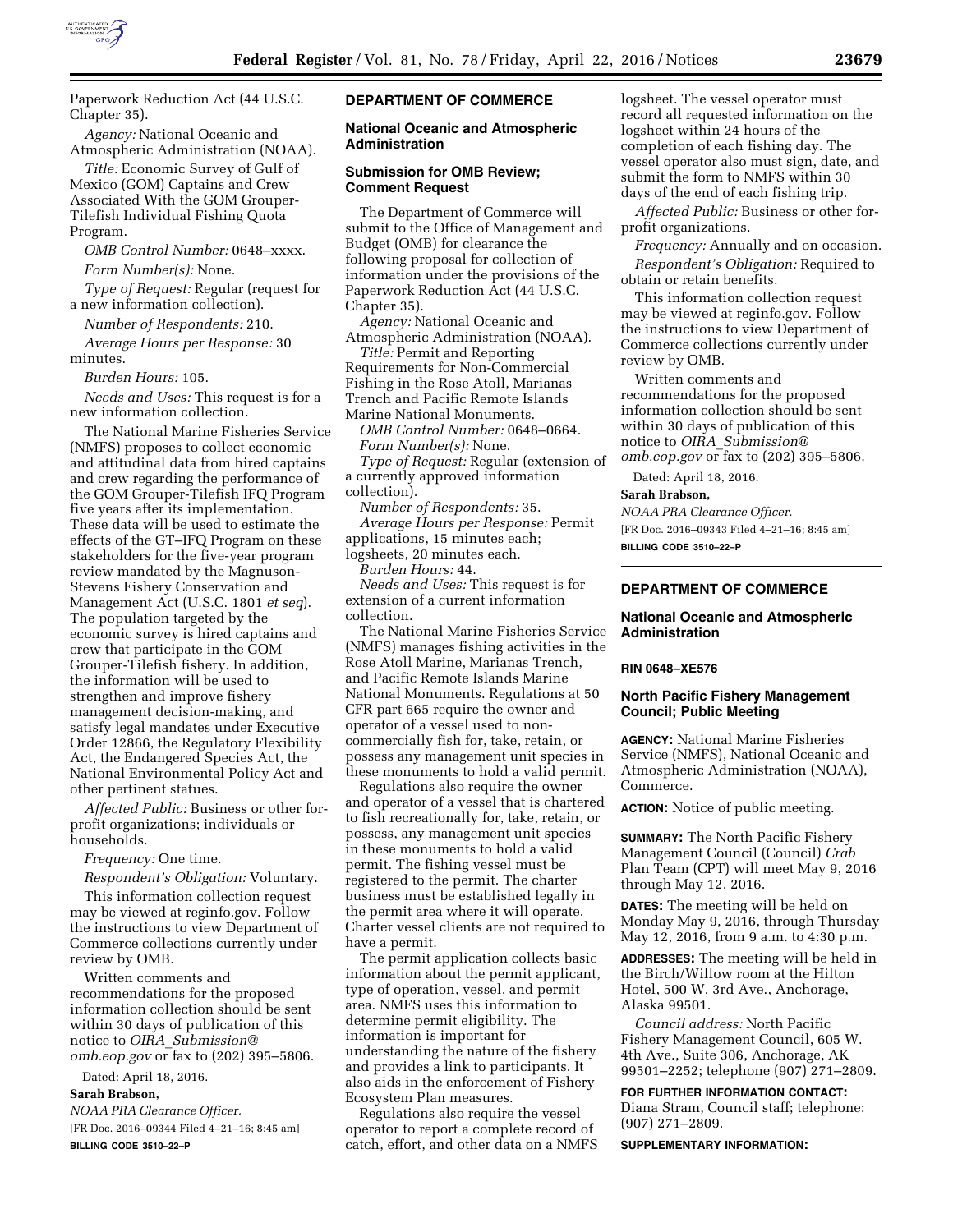Paperwork Reduction Act (44 U.S.C. Chapter 35).

*Agency:* National Oceanic and Atmospheric Administration (NOAA).

*Title:* Economic Survey of Gulf of Mexico (GOM) Captains and Crew Associated With the GOM Grouper-Tilefish Individual Fishing Quota Program.

*OMB Control Number:* 0648–xxxx.

*Form Number(s):* None.

*Type of Request:* Regular (request for a new information collection).

*Number of Respondents:* 210.

*Average Hours per Response:* 30 minutes.

*Burden Hours:* 105.

*Needs and Uses:* This request is for a new information collection.

The National Marine Fisheries Service (NMFS) proposes to collect economic and attitudinal data from hired captains and crew regarding the performance of the GOM Grouper-Tilefish IFQ Program five years after its implementation. These data will be used to estimate the effects of the GT–IFQ Program on these stakeholders for the five-year program review mandated by the Magnuson-Stevens Fishery Conservation and Management Act (U.S.C. 1801 *et seq*). The population targeted by the economic survey is hired captains and crew that participate in the GOM Grouper-Tilefish fishery. In addition, the information will be used to strengthen and improve fishery management decision-making, and satisfy legal mandates under Executive Order 12866, the Regulatory Flexibility Act, the Endangered Species Act, the National Environmental Policy Act and other pertinent statues.

*Affected Public:* Business or other for-profit organizations; individuals or households.

*Frequency:* One time.

*Respondent's Obligation:* Voluntary.

This information collection request may be viewed at reginfo.gov. Follow the instructions to view Department of Commerce collections currently under review by OMB.

Written comments and recommendations for the proposed information collection should be sent within 30 days of publication of this notice to *OIRA_Submission@omb.eop.gov* or fax to (202) 395–5806.

Dated: April 18, 2016.

**Sarah Brabson,**

*NOAA PRA Clearance Officer.*

[FR Doc. 2016–09344 Filed 4–21–16; 8:45 am]

**BILLING CODE 3510–22–P**

## DEPARTMENT OF COMMERCE

### National Oceanic and Atmospheric Administration

### Submission for OMB Review; Comment Request

The Department of Commerce will submit to the Office of Management and Budget (OMB) for clearance the following proposal for collection of information under the provisions of the Paperwork Reduction Act (44 U.S.C. Chapter 35).

*Agency:* National Oceanic and Atmospheric Administration (NOAA).

*Title:* Permit and Reporting Requirements for Non-Commercial Fishing in the Rose Atoll, Marianas Trench and Pacific Remote Islands Marine National Monuments.

*OMB Control Number:* 0648–0664.

*Form Number(s):* None.

*Type of Request:* Regular (extension of a currently approved information collection).

*Number of Respondents:* 35.

*Average Hours per Response:* Permit applications, 15 minutes each; logsheets, 20 minutes each.

*Burden Hours:* 44.

*Needs and Uses:* This request is for extension of a current information collection.

The National Marine Fisheries Service (NMFS) manages fishing activities in the Rose Atoll Marine, Marianas Trench, and Pacific Remote Islands Marine National Monuments. Regulations at 50 CFR part 665 require the owner and operator of a vessel used to non-commercially fish for, take, retain, or possess any management unit species in these monuments to hold a valid permit.

Regulations also require the owner and operator of a vessel that is chartered to fish recreationally for, take, retain, or possess, any management unit species in these monuments to hold a valid permit. The fishing vessel must be registered to the permit. The charter business must be established legally in the permit area where it will operate. Charter vessel clients are not required to have a permit.

The permit application collects basic information about the permit applicant, type of operation, vessel, and permit area. NMFS uses this information to determine permit eligibility. The information is important for understanding the nature of the fishery and provides a link to participants. It also aids in the enforcement of Fishery Ecosystem Plan measures.

Regulations also require the vessel operator to report a complete record of catch, effort, and other data on a NMFS logsheet. The vessel operator must record all requested information on the logsheet within 24 hours of the completion of each fishing day. The vessel operator also must sign, date, and submit the form to NMFS within 30 days of the end of each fishing trip.

*Affected Public:* Business or other for-profit organizations.

*Frequency:* Annually and on occasion.

*Respondent's Obligation:* Required to obtain or retain benefits.

This information collection request may be viewed at reginfo.gov. Follow the instructions to view Department of Commerce collections currently under review by OMB.

Written comments and recommendations for the proposed information collection should be sent within 30 days of publication of this notice to *OIRA_Submission@omb.eop.gov* or fax to (202) 395–5806.

Dated: April 18, 2016.

**Sarah Brabson,**

*NOAA PRA Clearance Officer.*

[FR Doc. 2016–09343 Filed 4–21–16; 8:45 am]

**BILLING CODE 3510–22–P**

## DEPARTMENT OF COMMERCE

### National Oceanic and Atmospheric Administration

**RIN 0648–XE576**

### North Pacific Fishery Management Council; Public Meeting

**AGENCY:** National Marine Fisheries Service (NMFS), National Oceanic and Atmospheric Administration (NOAA), Commerce.

**ACTION:** Notice of public meeting.

**SUMMARY:** The North Pacific Fishery Management Council (Council) *Crab* Plan Team (CPT) will meet May 9, 2016 through May 12, 2016.

**DATES:** The meeting will be held on Monday May 9, 2016, through Thursday May 12, 2016, from 9 a.m. to 4:30 p.m.

**ADDRESSES:** The meeting will be held in the Birch/Willow room at the Hilton Hotel, 500 W. 3rd Ave., Anchorage, Alaska 99501.

*Council address:* North Pacific Fishery Management Council, 605 W. 4th Ave., Suite 306, Anchorage, AK 99501–2252; telephone (907) 271–2809.

**FOR FURTHER INFORMATION CONTACT:** Diana Stram, Council staff; telephone: (907) 271–2809.

**SUPPLEMENTARY INFORMATION:**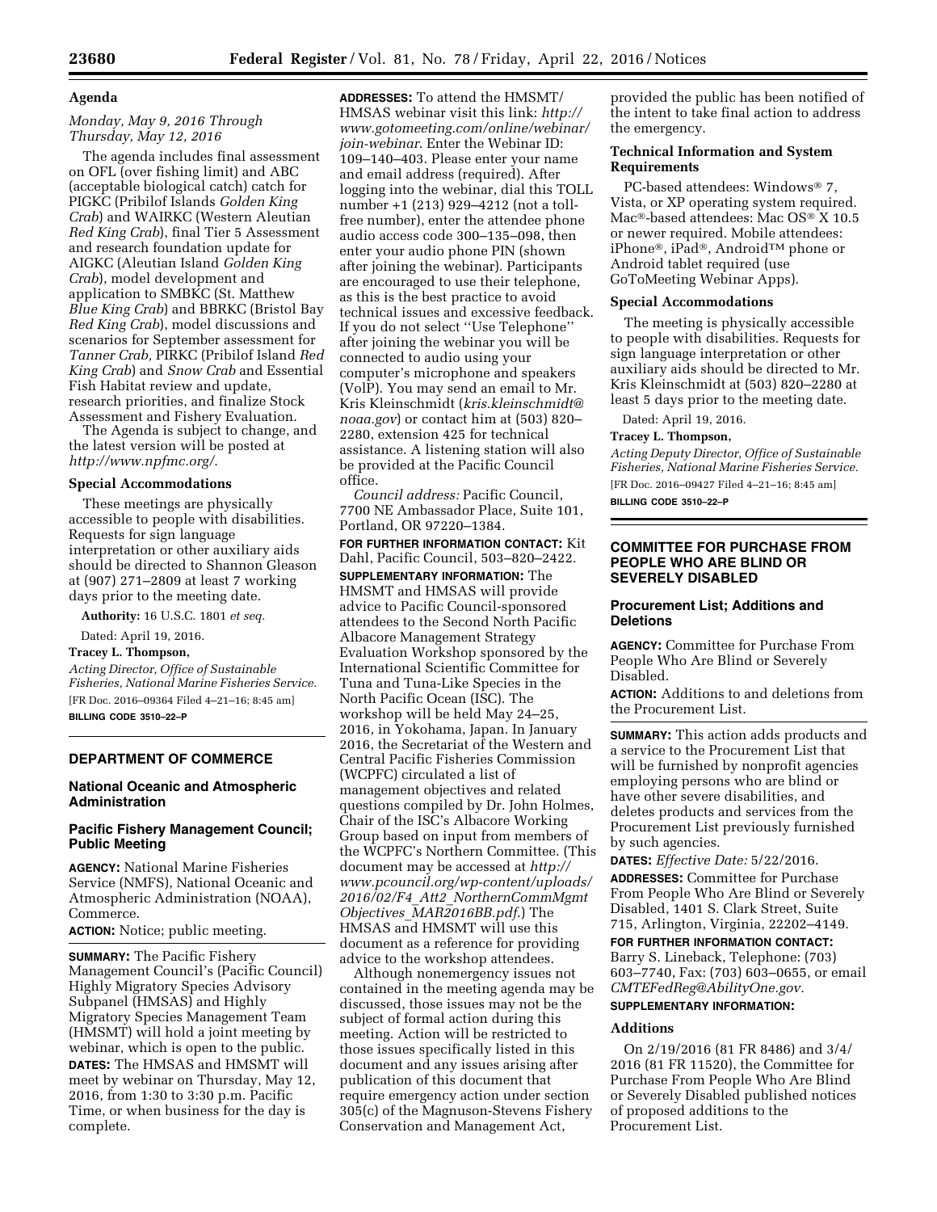## Agenda

*Monday, May 9, 2016 Through Thursday, May 12, 2016*

The agenda includes final assessment on OFL (over fishing limit) and ABC (acceptable biological catch) catch for PIGKC (Pribilof Islands *Golden King Crab*) and WAIRKC (Western Aleutian *Red King Crab*), final Tier 5 Assessment and research foundation update for AIGKC (Aleutian Island *Golden King Crab*), model development and application to SMBKC (St. Matthew *Blue King Crab*) and BBRKC (Bristol Bay *Red King Crab*), model discussions and scenarios for September assessment for *Tanner Crab,* PIRKC (Pribilof Island *Red King Crab*) and *Snow Crab* and Essential Fish Habitat review and update, research priorities, and finalize Stock Assessment and Fishery Evaluation.

The Agenda is subject to change, and the latest version will be posted at *http://www.npfmc.org/.*

### Special Accommodations

These meetings are physically accessible to people with disabilities. Requests for sign language interpretation or other auxiliary aids should be directed to Shannon Gleason at (907) 271–2809 at least 7 working days prior to the meeting date.

**Authority:** 16 U.S.C. 1801 *et seq.*

Dated: April 19, 2016.

**Tracey L. Thompson,**

*Acting Director, Office of Sustainable Fisheries, National Marine Fisheries Service.*

[FR Doc. 2016–09364 Filed 4–21–16; 8:45 am]

**BILLING CODE 3510–22–P**

---

## DEPARTMENT OF COMMERCE

### National Oceanic and Atmospheric Administration

### Pacific Fishery Management Council; Public Meeting

**AGENCY:** National Marine Fisheries Service (NMFS), National Oceanic and Atmospheric Administration (NOAA), Commerce.

**ACTION:** Notice; public meeting.

**SUMMARY:** The Pacific Fishery Management Council's (Pacific Council) Highly Migratory Species Advisory Subpanel (HMSAS) and Highly Migratory Species Management Team (HMSMT) will hold a joint meeting by webinar, which is open to the public.

**DATES:** The HMSAS and HMSMT will meet by webinar on Thursday, May 12, 2016, from 1:30 to 3:30 p.m. Pacific Time, or when business for the day is complete.

**ADDRESSES:** To attend the HMSMT/HMSAS webinar visit this link: *http://www.gotomeeting.com/online/webinar/join-webinar.* Enter the Webinar ID: 109–140–403. Please enter your name and email address (required). After logging into the webinar, dial this TOLL number +1 (213) 929–4212 (not a toll-free number), enter the attendee phone audio access code 300–135–098, then enter your audio phone PIN (shown after joining the webinar). Participants are encouraged to use their telephone, as this is the best practice to avoid technical issues and excessive feedback. If you do not select "Use Telephone" after joining the webinar you will be connected to audio using your computer's microphone and speakers (VoIP). You may send an email to Mr. Kris Kleinschmidt (*kris.kleinschmidt@noaa.gov*) or contact him at (503) 820–2280, extension 425 for technical assistance. A listening station will also be provided at the Pacific Council office.

*Council address:* Pacific Council, 7700 NE Ambassador Place, Suite 101, Portland, OR 97220–1384.

**FOR FURTHER INFORMATION CONTACT:** Kit Dahl, Pacific Council, 503–820–2422.

**SUPPLEMENTARY INFORMATION:** The HMSMT and HMSAS will provide advice to Pacific Council-sponsored attendees to the Second North Pacific Albacore Management Strategy Evaluation Workshop sponsored by the International Scientific Committee for Tuna and Tuna-Like Species in the North Pacific Ocean (ISC). The workshop will be held May 24–25, 2016, in Yokohama, Japan. In January 2016, the Secretariat of the Western and Central Pacific Fisheries Commission (WCPFC) circulated a list of management objectives and related questions compiled by Dr. John Holmes, Chair of the ISC's Albacore Working Group based on input from members of the WCPFC's Northern Committee. (This document may be accessed at *http://www.pcouncil.org/wp-content/uploads/2016/02/F4_Att2_NorthernCommMgmtObjectives_MAR2016BB.pdf.*) The HMSAS and HMSMT will use this document as a reference for providing advice to the workshop attendees.

Although nonemergency issues not contained in the meeting agenda may be discussed, those issues may not be the subject of formal action during this meeting. Action will be restricted to those issues specifically listed in this document and any issues arising after publication of this document that require emergency action under section 305(c) of the Magnuson-Stevens Fishery Conservation and Management Act, provided the public has been notified of the intent to take final action to address the emergency.

### Technical Information and System Requirements

PC-based attendees: Windows® 7, Vista, or XP operating system required. Mac®-based attendees: Mac OS® X 10.5 or newer required. Mobile attendees: iPhone®, iPad®, Android™ phone or Android tablet required (use GoToMeeting Webinar Apps).

### Special Accommodations

The meeting is physically accessible to people with disabilities. Requests for sign language interpretation or other auxiliary aids should be directed to Mr. Kris Kleinschmidt at (503) 820–2280 at least 5 days prior to the meeting date.

Dated: April 19, 2016.

**Tracey L. Thompson,**

*Acting Deputy Director, Office of Sustainable Fisheries, National Marine Fisheries Service.*

[FR Doc. 2016–09427 Filed 4–21–16; 8:45 am]

**BILLING CODE 3510–22–P**

---

## COMMITTEE FOR PURCHASE FROM PEOPLE WHO ARE BLIND OR SEVERELY DISABLED

### Procurement List; Additions and Deletions

**AGENCY:** Committee for Purchase From People Who Are Blind or Severely Disabled.

**ACTION:** Additions to and deletions from the Procurement List.

**SUMMARY:** This action adds products and a service to the Procurement List that will be furnished by nonprofit agencies employing persons who are blind or have other severe disabilities, and deletes products and services from the Procurement List previously furnished by such agencies.

**DATES:** *Effective Date:* 5/22/2016.

**ADDRESSES:** Committee for Purchase From People Who Are Blind or Severely Disabled, 1401 S. Clark Street, Suite 715, Arlington, Virginia, 22202–4149.

**FOR FURTHER INFORMATION CONTACT:** Barry S. Lineback, Telephone: (703) 603–7740, Fax: (703) 603–0655, or email *CMTEFedReg@AbilityOne.gov.*

**SUPPLEMENTARY INFORMATION:**

### Additions

On 2/19/2016 (81 FR 8486) and 3/4/2016 (81 FR 11520), the Committee for Purchase From People Who Are Blind or Severely Disabled published notices of proposed additions to the Procurement List.